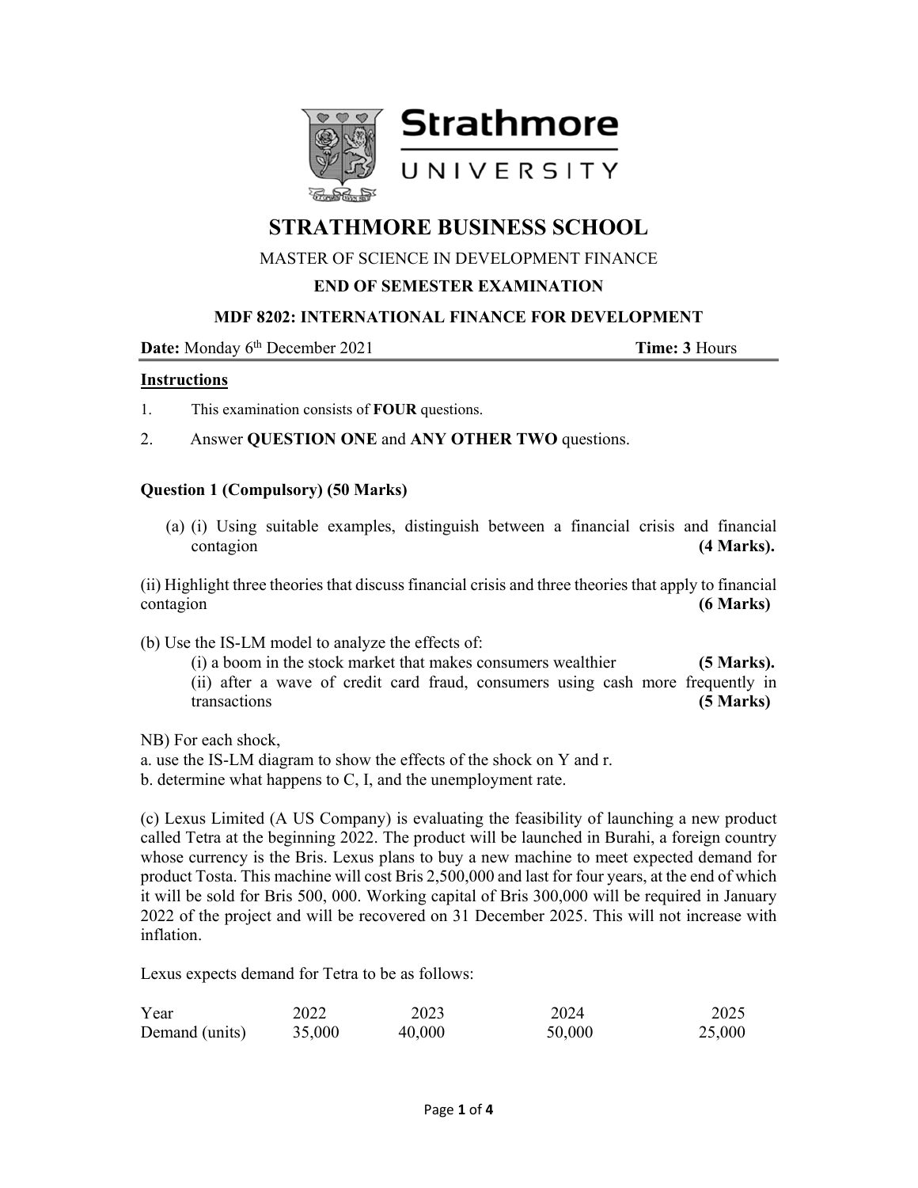# STRATHMORE BUSINESS SCHOOL

MASTER OF SCIENCE IN DEVELOPMENT FINANCE

**END OF SEMESTER EXAMINATION**

**MDF 8202: INTERNATIONAL FINANCE FOR DEVELOPMENT**

**Date:** Monday 6th December 2021 **Time: 3** Hours

**Instructions**

1. This examination consists of **FOUR** questions.
2. Answer **QUESTION ONE** and **ANY OTHER TWO** questions.

**Question 1 (Compulsory) (50 Marks)**

(a) (i) Using suitable examples, distinguish between a financial crisis and financial contagion **(4 Marks).**

(ii) Highlight three theories that discuss financial crisis and three theories that apply to financial contagion **(6 Marks)**

(b) Use the IS-LM model to analyze the effects of:

(i) a boom in the stock market that makes consumers wealthier **(5 Marks).**

(ii) after a wave of credit card fraud, consumers using cash more frequently in transactions **(5 Marks)**

NB) For each shock,

a. use the IS-LM diagram to show the effects of the shock on Y and r.

b. determine what happens to C, I, and the unemployment rate.

(c) Lexus Limited (A US Company) is evaluating the feasibility of launching a new product called Tetra at the beginning 2022. The product will be launched in Burahi, a foreign country whose currency is the Bris. Lexus plans to buy a new machine to meet expected demand for product Tosta. This machine will cost Bris 2,500,000 and last for four years, at the end of which it will be sold for Bris 500, 000. Working capital of Bris 300,000 will be required in January 2022 of the project and will be recovered on 31 December 2025. This will not increase with inflation.

Lexus expects demand for Tetra to be as follows:

| Year | 2022 | 2023 | 2024 | 2025 |
|---|---|---|---|---|
| Demand (units) | 35,000 | 40,000 | 50,000 | 25,000 |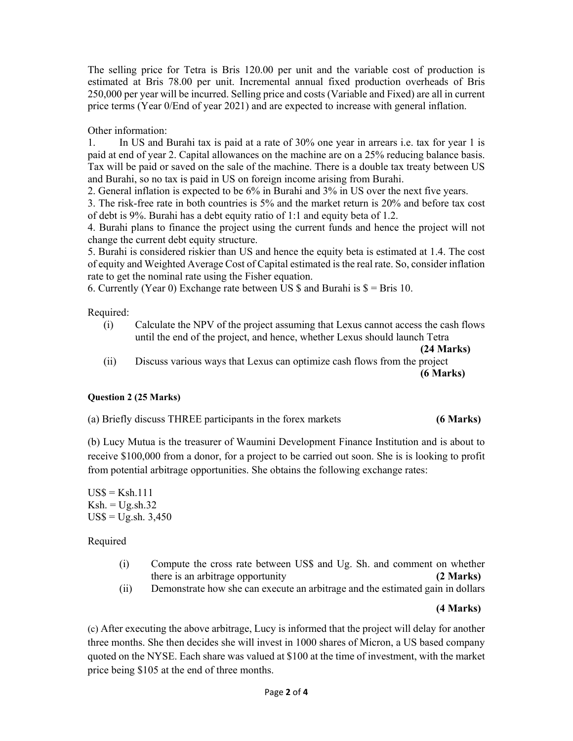The selling price for Tetra is Bris 120.00 per unit and the variable cost of production is estimated at Bris 78.00 per unit. Incremental annual fixed production overheads of Bris 250,000 per year will be incurred. Selling price and costs (Variable and Fixed) are all in current price terms (Year 0/End of year 2021) and are expected to increase with general inflation.

Other information:

1. In US and Burahi tax is paid at a rate of 30% one year in arrears i.e. tax for year 1 is paid at end of year 2. Capital allowances on the machine are on a 25% reducing balance basis. Tax will be paid or saved on the sale of the machine. There is a double tax treaty between US and Burahi, so no tax is paid in US on foreign income arising from Burahi.
2. General inflation is expected to be 6% in Burahi and 3% in US over the next five years.
3. The risk-free rate in both countries is 5% and the market return is 20% and before tax cost of debt is 9%. Burahi has a debt equity ratio of 1:1 and equity beta of 1.2.
4. Burahi plans to finance the project using the current funds and hence the project will not change the current debt equity structure.
5. Burahi is considered riskier than US and hence the equity beta is estimated at 1.4. The cost of equity and Weighted Average Cost of Capital estimated is the real rate. So, consider inflation rate to get the nominal rate using the Fisher equation.
6. Currently (Year 0) Exchange rate between US $ and Burahi is $ = Bris 10.

Required:

(i) Calculate the NPV of the project assuming that Lexus cannot access the cash flows until the end of the project, and hence, whether Lexus should launch Tetra **(24 Marks)**

(ii) Discuss various ways that Lexus can optimize cash flows from the project **(6 Marks)**

**Question 2 (25 Marks)**

(a) Briefly discuss THREE participants in the forex markets **(6 Marks)**

(b) Lucy Mutua is the treasurer of Waumini Development Finance Institution and is about to receive $100,000 from a donor, for a project to be carried out soon. She is is looking to profit from potential arbitrage opportunities. She obtains the following exchange rates:

US$ = Ksh.111
Ksh. = Ug.sh.32
US$ = Ug.sh. 3,450

Required

(i) Compute the cross rate between US$ and Ug. Sh. and comment on whether there is an arbitrage opportunity **(2 Marks)**

(ii) Demonstrate how she can execute an arbitrage and the estimated gain in dollars **(4 Marks)**

(c) After executing the above arbitrage, Lucy is informed that the project will delay for another three months. She then decides she will invest in 1000 shares of Micron, a US based company quoted on the NYSE. Each share was valued at $100 at the time of investment, with the market price being $105 at the end of three months.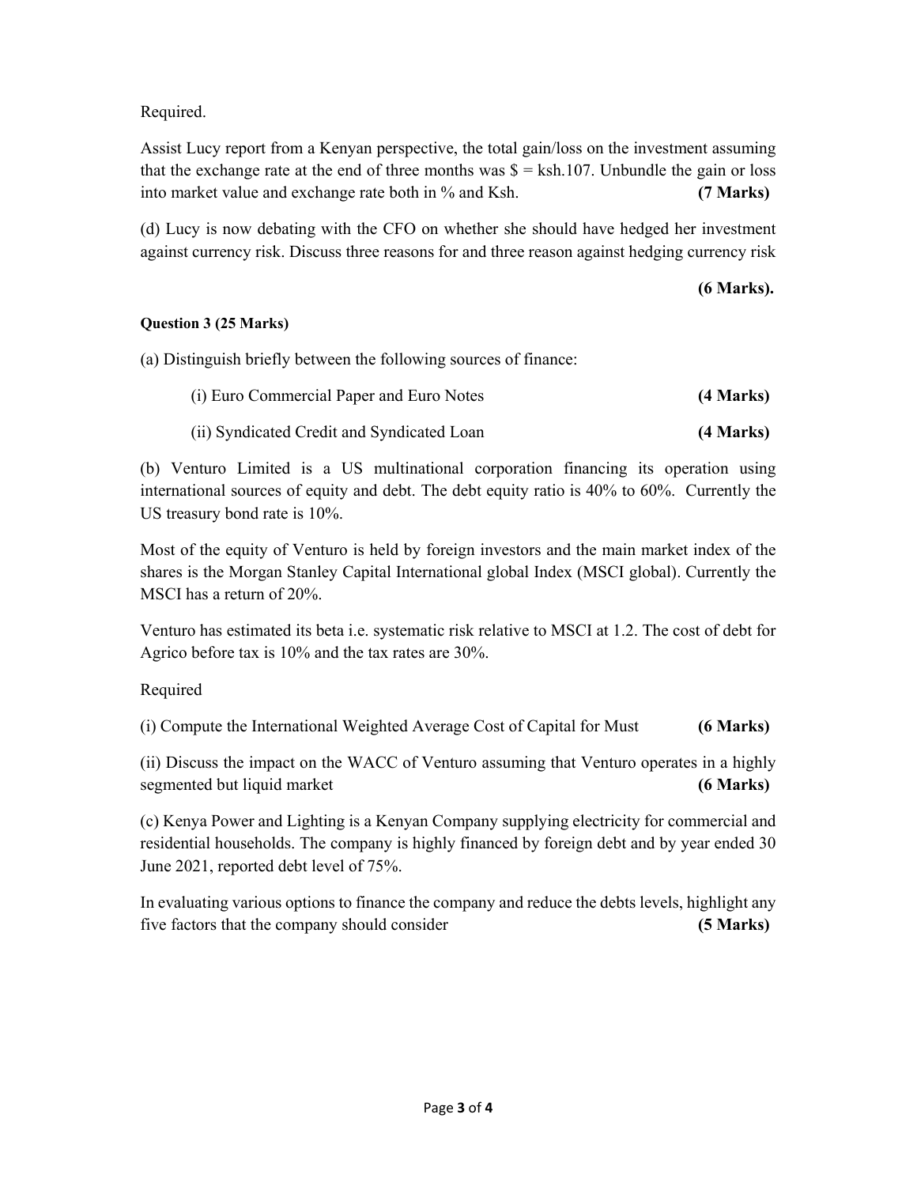Required.

Assist Lucy report from a Kenyan perspective, the total gain/loss on the investment assuming that the exchange rate at the end of three months was $ = ksh.107. Unbundle the gain or loss into market value and exchange rate both in % and Ksh. **(7 Marks)**

(d) Lucy is now debating with the CFO on whether she should have hedged her investment against currency risk. Discuss three reasons for and three reason against hedging currency risk

**(6 Marks).**

**Question 3 (25 Marks)**

(a) Distinguish briefly between the following sources of finance:

(i) Euro Commercial Paper and Euro Notes **(4 Marks)**

(ii) Syndicated Credit and Syndicated Loan **(4 Marks)**

(b) Venturo Limited is a US multinational corporation financing its operation using international sources of equity and debt. The debt equity ratio is 40% to 60%. Currently the US treasury bond rate is 10%.

Most of the equity of Venturo is held by foreign investors and the main market index of the shares is the Morgan Stanley Capital International global Index (MSCI global). Currently the MSCI has a return of 20%.

Venturo has estimated its beta i.e. systematic risk relative to MSCI at 1.2. The cost of debt for Agrico before tax is 10% and the tax rates are 30%.

Required

(i) Compute the International Weighted Average Cost of Capital for Must **(6 Marks)**

(ii) Discuss the impact on the WACC of Venturo assuming that Venturo operates in a highly segmented but liquid market **(6 Marks)**

(c) Kenya Power and Lighting is a Kenyan Company supplying electricity for commercial and residential households. The company is highly financed by foreign debt and by year ended 30 June 2021, reported debt level of 75%.

In evaluating various options to finance the company and reduce the debts levels, highlight any five factors that the company should consider **(5 Marks)**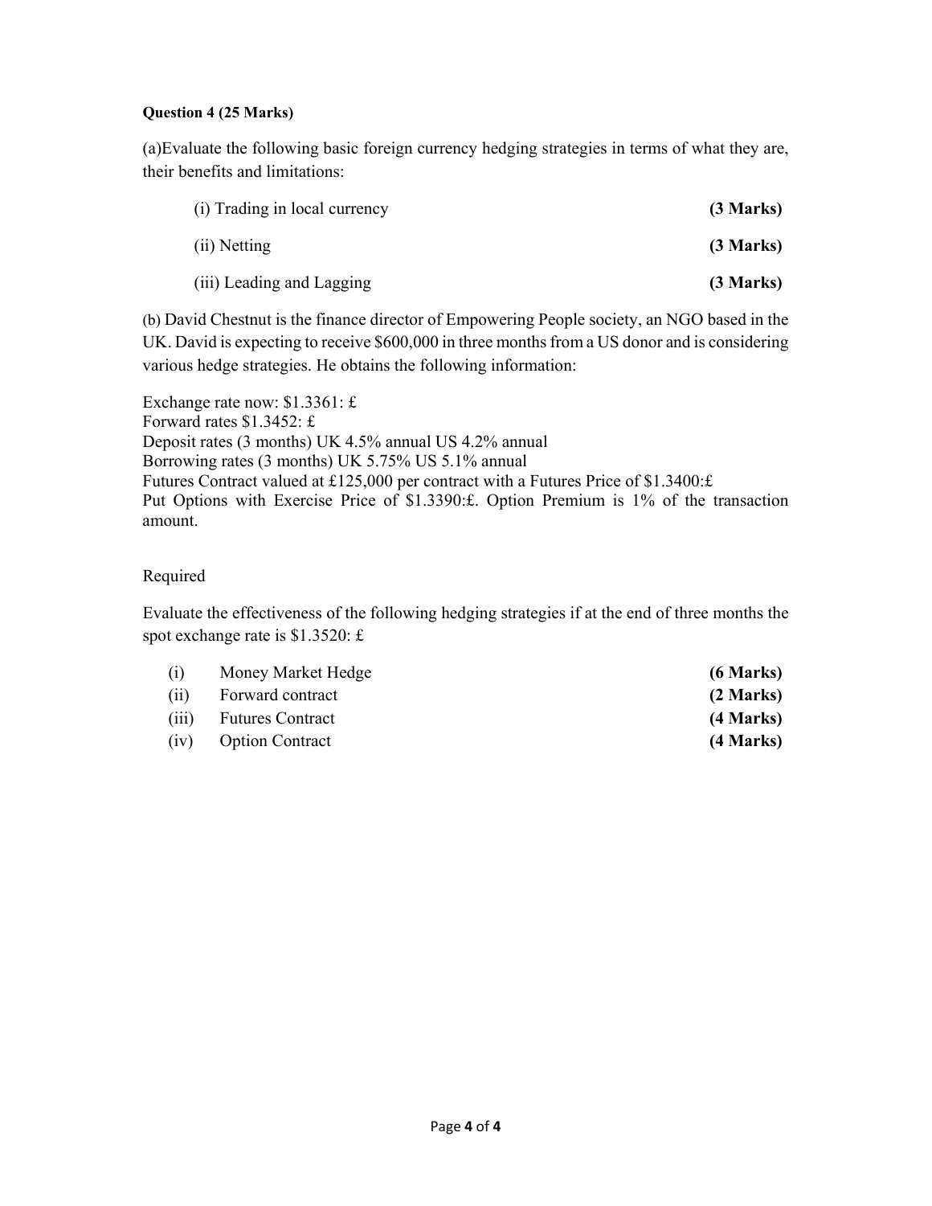**Question 4 (25 Marks)**

(a)Evaluate the following basic foreign currency hedging strategies in terms of what they are, their benefits and limitations:

| | |
|---|---|
| (i) Trading in local currency | **(3 Marks)** |
| (ii) Netting | **(3 Marks)** |
| (iii) Leading and Lagging | **(3 Marks)** |

(b) David Chestnut is the finance director of Empowering People society, an NGO based in the UK. David is expecting to receive $600,000 in three months from a US donor and is considering various hedge strategies. He obtains the following information:

Exchange rate now: $1.3361: £
Forward rates $1.3452: £
Deposit rates (3 months) UK 4.5% annual US 4.2% annual
Borrowing rates (3 months) UK 5.75% US 5.1% annual
Futures Contract valued at £125,000 per contract with a Futures Price of $1.3400:£
Put Options with Exercise Price of $1.3390:£. Option Premium is 1% of the transaction amount.

Required

Evaluate the effectiveness of the following hedging strategies if at the end of three months the spot exchange rate is $1.3520: £

| | | |
|---|---|---|
| (i) | Money Market Hedge | **(6 Marks)** |
| (ii) | Forward contract | **(2 Marks)** |
| (iii) | Futures Contract | **(4 Marks)** |
| (iv) | Option Contract | **(4 Marks)** |